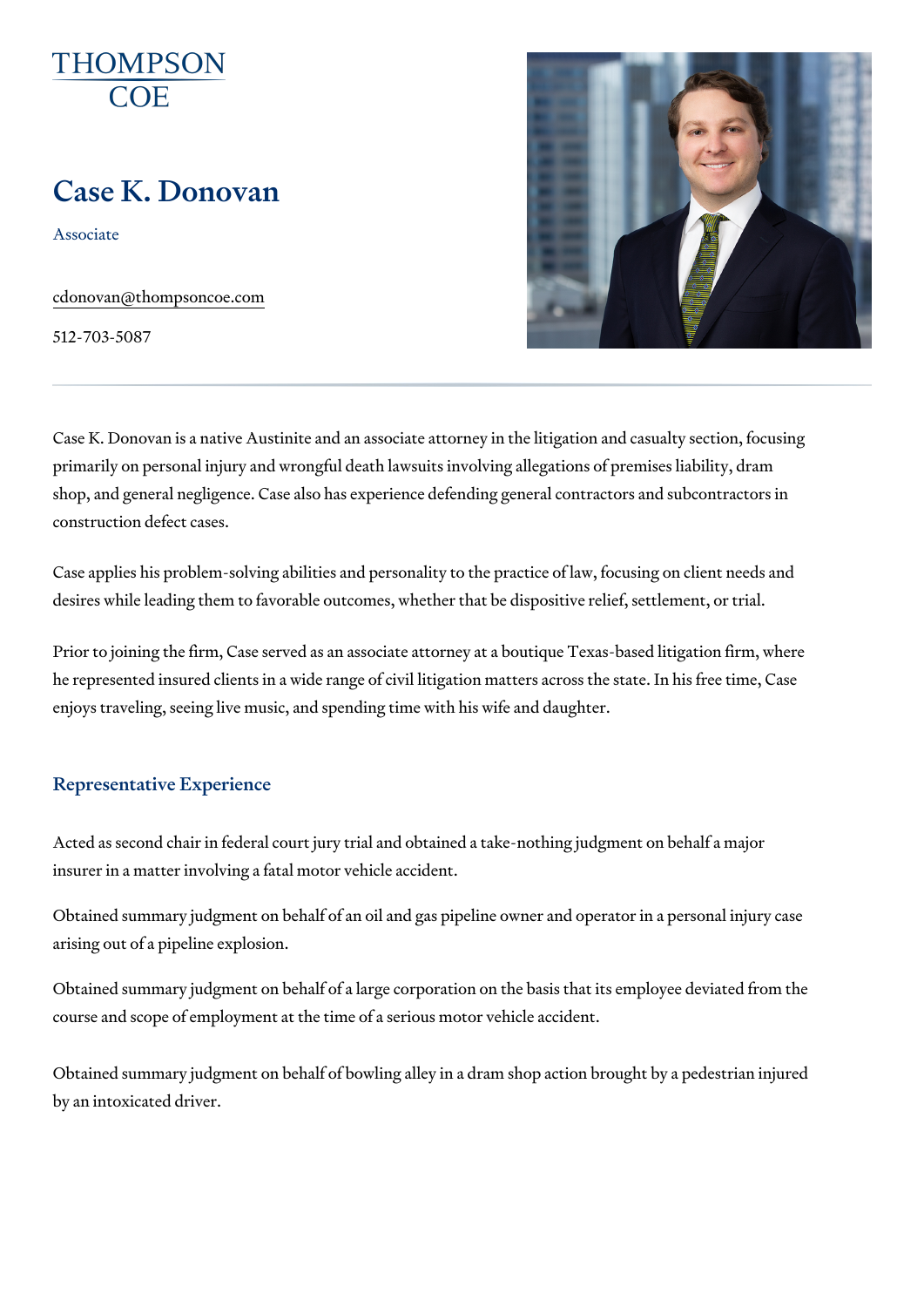THOMPSON
COE

# Case K. Donovan

Associate

cdonovan@thompsoncoe.com

512-703-5087

---

Case K. Donovan is a native Austinite and an associate attorney in the litigation and casualty section, focusing primarily on personal injury and wrongful death lawsuits involving allegations of premises liability, dram shop, and general negligence. Case also has experience defending general contractors and subcontractors in construction defect cases.

Case applies his problem-solving abilities and personality to the practice of law, focusing on client needs and desires while leading them to favorable outcomes, whether that be dispositive relief, settlement, or trial.

Prior to joining the firm, Case served as an associate attorney at a boutique Texas-based litigation firm, where he represented insured clients in a wide range of civil litigation matters across the state. In his free time, Case enjoys traveling, seeing live music, and spending time with his wife and daughter.

## Representative Experience

Acted as second chair in federal court jury trial and obtained a take-nothing judgment on behalf a major insurer in a matter involving a fatal motor vehicle accident.

Obtained summary judgment on behalf of an oil and gas pipeline owner and operator in a personal injury case arising out of a pipeline explosion.

Obtained summary judgment on behalf of a large corporation on the basis that its employee deviated from the course and scope of employment at the time of a serious motor vehicle accident.

Obtained summary judgment on behalf of bowling alley in a dram shop action brought by a pedestrian injured by an intoxicated driver.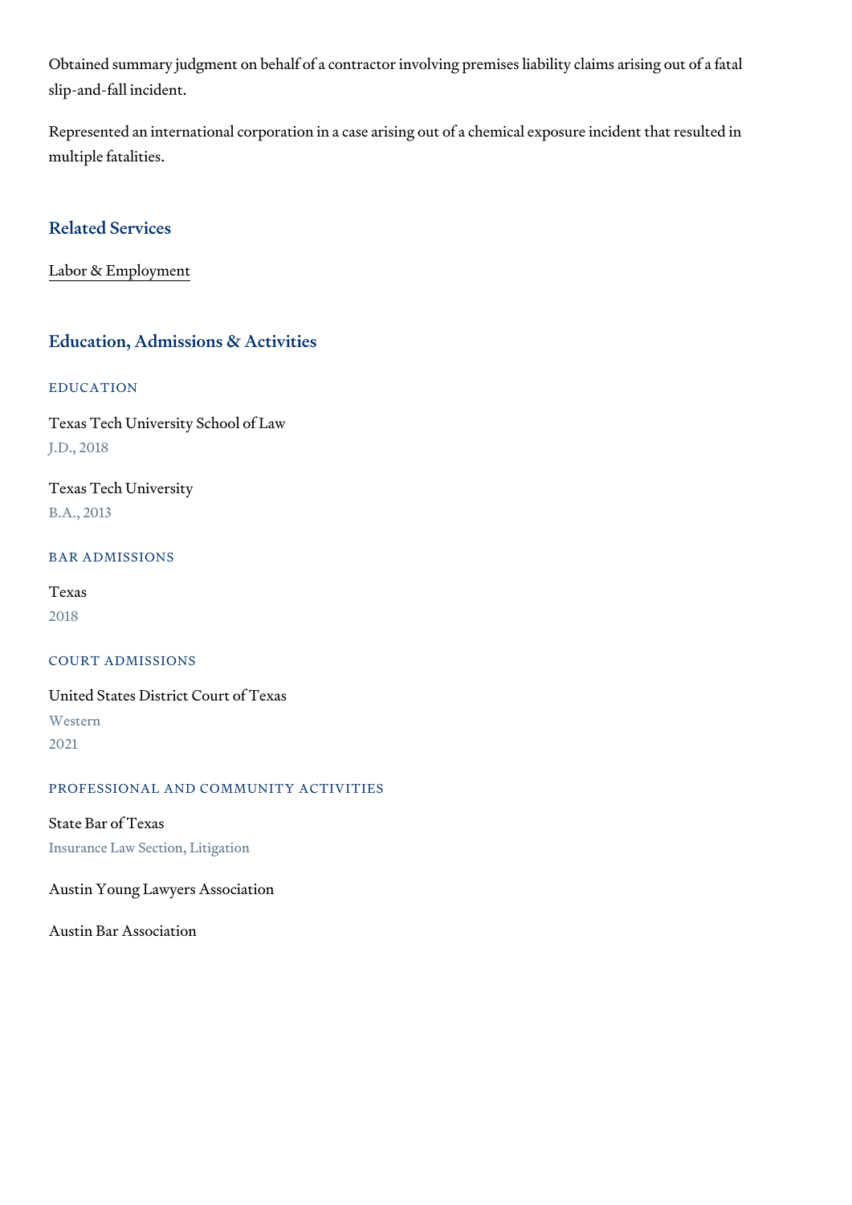Obtained summary judgment on behalf of a contractor involving premises liability claims arising out of a fatal slip-and-fall incident.

Represented an international corporation in a case arising out of a chemical exposure incident that resulted in multiple fatalities.

## Related Services

Labor & Employment

## Education, Admissions & Activities

### EDUCATION

Texas Tech University School of Law
J.D., 2018

Texas Tech University
B.A., 2013

### BAR ADMISSIONS

Texas
2018

### COURT ADMISSIONS

United States District Court of Texas
Western
2021

### PROFESSIONAL AND COMMUNITY ACTIVITIES

State Bar of Texas
Insurance Law Section, Litigation

Austin Young Lawyers Association

Austin Bar Association